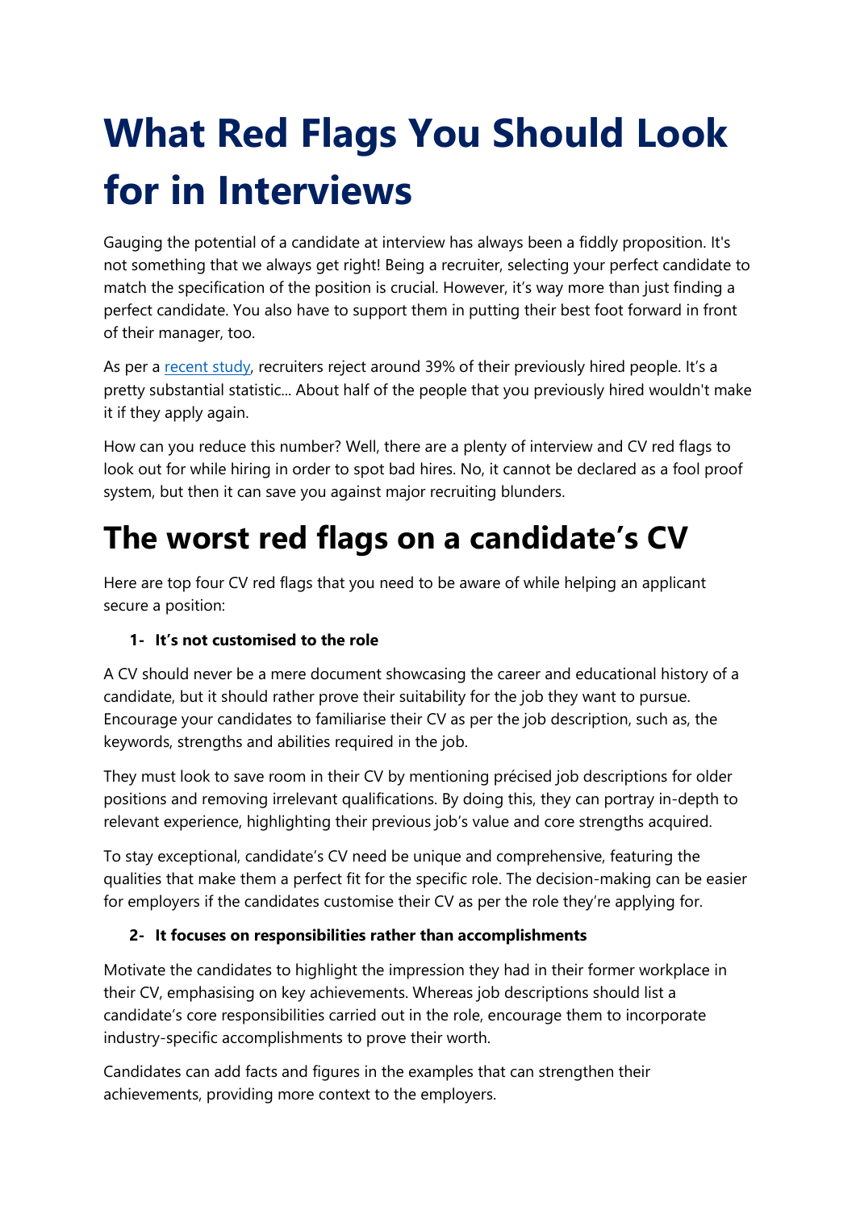# What Red Flags You Should Look for in Interviews

Gauging the potential of a candidate at interview has always been a fiddly proposition. It's not something that we always get right! Being a recruiter, selecting your perfect candidate to match the specification of the position is crucial. However, it's way more than just finding a perfect candidate. You also have to support them in putting their best foot forward in front of their manager, too.

As per a [recent study](), recruiters reject around 39% of their previously hired people. It's a pretty substantial statistic... About half of the people that you previously hired wouldn't make it if they apply again.

How can you reduce this number? Well, there are a plenty of interview and CV red flags to look out for while hiring in order to spot bad hires. No, it cannot be declared as a fool proof system, but then it can save you against major recruiting blunders.

# The worst red flags on a candidate's CV

Here are top four CV red flags that you need to be aware of while helping an applicant secure a position:

**1- It's not customised to the role**

A CV should never be a mere document showcasing the career and educational history of a candidate, but it should rather prove their suitability for the job they want to pursue. Encourage your candidates to familiarise their CV as per the job description, such as, the keywords, strengths and abilities required in the job.

They must look to save room in their CV by mentioning précised job descriptions for older positions and removing irrelevant qualifications. By doing this, they can portray in-depth to relevant experience, highlighting their previous job's value and core strengths acquired.

To stay exceptional, candidate's CV need be unique and comprehensive, featuring the qualities that make them a perfect fit for the specific role. The decision-making can be easier for employers if the candidates customise their CV as per the role they're applying for.

**2- It focuses on responsibilities rather than accomplishments**

Motivate the candidates to highlight the impression they had in their former workplace in their CV, emphasising on key achievements. Whereas job descriptions should list a candidate's core responsibilities carried out in the role, encourage them to incorporate industry-specific accomplishments to prove their worth.

Candidates can add facts and figures in the examples that can strengthen their achievements, providing more context to the employers.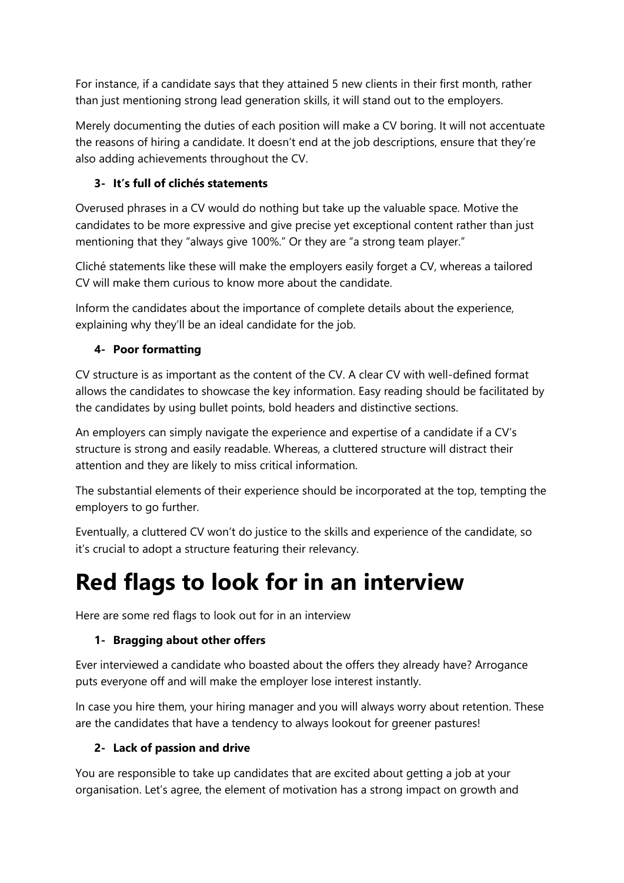For instance, if a candidate says that they attained 5 new clients in their first month, rather than just mentioning strong lead generation skills, it will stand out to the employers.

Merely documenting the duties of each position will make a CV boring. It will not accentuate the reasons of hiring a candidate. It doesn't end at the job descriptions, ensure that they're also adding achievements throughout the CV.

### 3- It's full of clichés statements

Overused phrases in a CV would do nothing but take up the valuable space. Motive the candidates to be more expressive and give precise yet exceptional content rather than just mentioning that they "always give 100%." Or they are "a strong team player."

Cliché statements like these will make the employers easily forget a CV, whereas a tailored CV will make them curious to know more about the candidate.

Inform the candidates about the importance of complete details about the experience, explaining why they'll be an ideal candidate for the job.

### 4- Poor formatting

CV structure is as important as the content of the CV. A clear CV with well-defined format allows the candidates to showcase the key information. Easy reading should be facilitated by the candidates by using bullet points, bold headers and distinctive sections.

An employers can simply navigate the experience and expertise of a candidate if a CV's structure is strong and easily readable. Whereas, a cluttered structure will distract their attention and they are likely to miss critical information.

The substantial elements of their experience should be incorporated at the top, tempting the employers to go further.

Eventually, a cluttered CV won't do justice to the skills and experience of the candidate, so it's crucial to adopt a structure featuring their relevancy.

# Red flags to look for in an interview

Here are some red flags to look out for in an interview

### 1- Bragging about other offers

Ever interviewed a candidate who boasted about the offers they already have? Arrogance puts everyone off and will make the employer lose interest instantly.

In case you hire them, your hiring manager and you will always worry about retention. These are the candidates that have a tendency to always lookout for greener pastures!

### 2- Lack of passion and drive

You are responsible to take up candidates that are excited about getting a job at your organisation. Let's agree, the element of motivation has a strong impact on growth and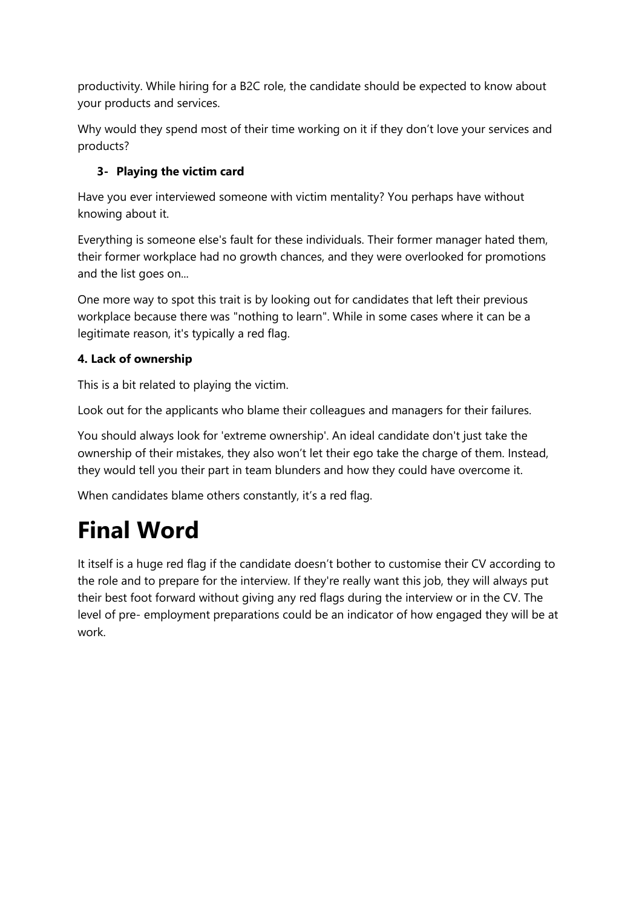productivity. While hiring for a B2C role, the candidate should be expected to know about your products and services.

Why would they spend most of their time working on it if they don't love your services and products?

### 3- Playing the victim card

Have you ever interviewed someone with victim mentality? You perhaps have without knowing about it.

Everything is someone else's fault for these individuals. Their former manager hated them, their former workplace had no growth chances, and they were overlooked for promotions and the list goes on...

One more way to spot this trait is by looking out for candidates that left their previous workplace because there was "nothing to learn". While in some cases where it can be a legitimate reason, it's typically a red flag.

### 4. Lack of ownership

This is a bit related to playing the victim.

Look out for the applicants who blame their colleagues and managers for their failures.

You should always look for 'extreme ownership'. An ideal candidate don't just take the ownership of their mistakes, they also won't let their ego take the charge of them. Instead, they would tell you their part in team blunders and how they could have overcome it.

When candidates blame others constantly, it's a red flag.

# Final Word

It itself is a huge red flag if the candidate doesn't bother to customise their CV according to the role and to prepare for the interview. If they're really want this job, they will always put their best foot forward without giving any red flags during the interview or in the CV. The level of pre- employment preparations could be an indicator of how engaged they will be at work.